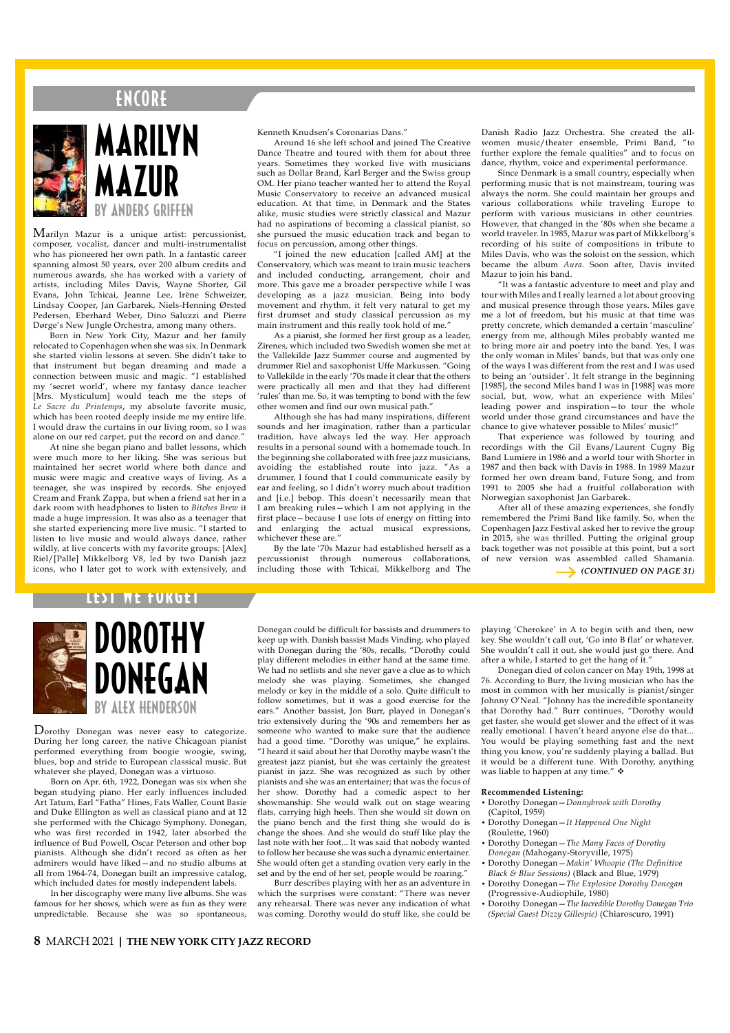## ENCORE

# MARILYN MAZUR

### BY ANDERS GRIFFEN

Marilyn Mazur is a unique artist: percussionist, composer, vocalist, dancer and multi-instrumentalist who has pioneered her own path. In a fantastic career spanning almost 50 years, over 200 album credits and numerous awards, she has worked with a variety of artists, including Miles Davis, Wayne Shorter, Gil Evans, John Tchicai, Jeanne Lee, Irène Schweizer, Lindsay Cooper, Jan Garbarek, Niels-Henning Ørsted Pedersen, Eberhard Weber, Dino Saluzzi and Pierre Dørge's New Jungle Orchestra, among many others.

Born in New York City, Mazur and her family relocated to Copenhagen when she was six. In Denmark she started violin lessons at seven. She didn't take to that instrument but began dreaming and made a connection between music and magic. "I established my 'secret world', where my fantasy dance teacher [Mrs. Mysticulum] would teach me the steps of *Le Sacre du Printemps*, my absolute favorite music, which has been rooted deeply inside me my entire life. I would draw the curtains in our living room, so I was alone on our red carpet, put the record on and dance."

At nine she began piano and ballet lessons, which were much more to her liking. She was serious but maintained her secret world where both dance and music were magic and creative ways of living. As a teenager, she was inspired by records. She enjoyed Cream and Frank Zappa, but when a friend sat her in a dark room with headphones to listen to *Bitches Brew* it made a huge impression. It was also as a teenager that she started experiencing more live music. "I started to listen to live music and would always dance, rather wildly, at live concerts with my favorite groups: [Alex] Riel/[Palle] Mikkelborg V8, led by two Danish jazz icons, who I later got to work with extensively, and Kenneth Knudsen's Coronarias Dans."

Around 16 she left school and joined The Creative Dance Theatre and toured with them for about three years. Sometimes they worked live with musicians such as Dollar Brand, Karl Berger and the Swiss group OM. Her piano teacher wanted her to attend the Royal Music Conservatory to receive an advanced musical education. At that time, in Denmark and the States alike, music studies were strictly classical and Mazur had no aspirations of becoming a classical pianist, so she pursued the music education track and began to focus on percussion, among other things.

"I joined the new education [called AM] at the Conservatory, which was meant to train music teachers and included conducting, arrangement, choir and more. This gave me a broader perspective while I was developing as a jazz musician. Being into body movement and rhythm, it felt very natural to get my first drumset and study classical percussion as my main instrument and this really took hold of me."

As a pianist, she formed her first group as a leader, Zirenes, which included two Swedish women she met at the Vallekilde Jazz Summer course and augmented by drummer Riel and saxophonist Uffe Markussen. "Going to Vallekilde in the early '70s made it clear that the others were practically all men and that they had different 'rules' than me. So, it was tempting to bond with the few other women and find our own musical path."

Although she has had many inspirations, different sounds and her imagination, rather than a particular tradition, have always led the way. Her approach results in a personal sound with a homemade touch. In the beginning she collaborated with free jazz musicians, avoiding the established route into jazz. "As a drummer, I found that I could communicate easily by ear and feeling, so I didn't worry much about tradition and [i.e.] bebop. This doesn't necessarily mean that I am breaking rules—which I am not applying in the first place—because I use lots of energy on fitting into and enlarging the actual musical expressions, whichever these are."

By the late '70s Mazur had established herself as a percussionist through numerous collaborations, including those with Tchicai, Mikkelborg and The Danish Radio Jazz Orchestra. She created the all-women music/theater ensemble, Primi Band, "to further explore the female qualities" and to focus on dance, rhythm, voice and experimental performance.

Since Denmark is a small country, especially when performing music that is not mainstream, touring was always the norm. She could maintain her groups and various collaborations while traveling Europe to perform with various musicians in other countries. However, that changed in the '80s when she became a world traveler. In 1985, Mazur was part of Mikkelborg's recording of his suite of compositions in tribute to Miles Davis, who was the soloist on the session, which became the album *Aura*. Soon after, Davis invited Mazur to join his band.

"It was a fantastic adventure to meet and play and tour with Miles and I really learned a lot about grooving and musical presence through those years. Miles gave me a lot of freedom, but his music at that time was pretty concrete, which demanded a certain 'masculine' energy from me, although Miles probably wanted me to bring more air and poetry into the band. Yes, I was the only woman in Miles' bands, but that was only one of the ways I was different from the rest and I was used to being an 'outsider'. It felt strange in the beginning [1985], the second Miles band I was in [1988] was more social, but, wow, what an experience with Miles' leading power and inspiration—to tour the whole world under those grand circumstances and have the chance to give whatever possible to Miles' music!"

That experience was followed by touring and recordings with the Gil Evans/Laurent Cugny Big Band Lumiere in 1986 and a world tour with Shorter in 1987 and then back with Davis in 1988. In 1989 Mazur formed her own dream band, Future Song, and from 1991 to 2005 she had a fruitful collaboration with Norwegian saxophonist Jan Garbarek.

After all of these amazing experiences, she fondly remembered the Primi Band like family. So, when the Copenhagen Jazz Festival asked her to revive the group in 2015, she was thrilled. Putting the original group back together was not possible at this point, but a sort of new version was assembled called Shamania.

*(CONTINUED ON PAGE 31)*

## LEST WE FORGET

# DOROTHY DONEGAN

### BY ALEX HENDERSON

Dorothy Donegan was never easy to categorize. During her long career, the native Chicagoan pianist performed everything from boogie woogie, swing, blues, bop and stride to European classical music. But whatever she played, Donegan was a virtuoso.

Born on Apr. 6th, 1922, Donegan was six when she began studying piano. Her early influences included Art Tatum, Earl "Fatha" Hines, Fats Waller, Count Basie and Duke Ellington as well as classical piano and at 12 she performed with the Chicago Symphony. Donegan, who was first recorded in 1942, later absorbed the influence of Bud Powell, Oscar Peterson and other bop pianists. Although she didn't record as often as her admirers would have liked—and no studio albums at all from 1964-74, Donegan built an impressive catalog, which included dates for mostly independent labels.

In her discography were many live albums. She was famous for her shows, which were as fun as they were unpredictable. Because she was so spontaneous, Donegan could be difficult for bassists and drummers to keep up with. Danish bassist Mads Vinding, who played with Donegan during the '80s, recalls, "Dorothy could play different melodies in either hand at the same time. We had no setlists and she never gave a clue as to which melody she was playing. Sometimes, she changed melody or key in the middle of a solo. Quite difficult to follow sometimes, but it was a good exercise for the ears." Another bassist, Jon Burr, played in Donegan's trio extensively during the '90s and remembers her as someone who wanted to make sure that the audience had a good time. "Dorothy was unique," he explains. "I heard it said about her that Dorothy maybe wasn't the greatest jazz pianist, but she was certainly the greatest pianist in jazz. She was recognized as such by other pianists and she was an entertainer; that was the focus of her show. Dorothy had a comedic aspect to her showmanship. She would walk out on stage wearing flats, carrying high heels. Then she would sit down on the piano bench and the first thing she would do is change the shoes. And she would do stuff like play the last note with her foot... It was said that nobody wanted to follow her because she was such a dynamic entertainer. She would often get a standing ovation very early in the set and by the end of her set, people would be roaring."

Burr describes playing with her as an adventure in which the surprises were constant: "There was never any rehearsal. There was never any indication of what was coming. Dorothy would do stuff like, she could be playing 'Cherokee' in A to begin with and then, new key. She wouldn't call it out, 'Go into B flat' or whatever. She wouldn't call it out, she would just go there. And after a while, I started to get the hang of it."

Donegan died of colon cancer on May 19th, 1998 at 76. According to Burr, the living musician who has the most in common with her musically is pianist/singer Johnny O'Neal. "Johnny has the incredible spontaneity that Dorothy had." Burr continues, "Dorothy would get faster, she would get slower and the effect of it was really emotional. I haven't heard anyone else do that... You would be playing something fast and the next thing you know, you're suddenly playing a ballad. But it would be a different tune. With Dorothy, anything was liable to happen at any time." ❖

**Recommended Listening:**

- Dorothy Donegan—*Donnybrook with Dorothy* (Capitol, 1959)
- Dorothy Donegan—*It Happened One Night* (Roulette, 1960)
- Dorothy Donegan—*The Many Faces of Dorothy Donegan* (Mahogany-Storyville, 1975)
- Dorothy Donegan—*Makin' Whoopie (The Definitive Black & Blue Sessions)* (Black and Blue, 1979)
- Dorothy Donegan—*The Explosive Dorothy Donegan* (Progressive-Audiophile, 1980)
- Dorothy Donegan—*The Incredible Dorothy Donegan Trio (Special Guest Dizzy Gillespie)* (Chiaroscuro, 1991)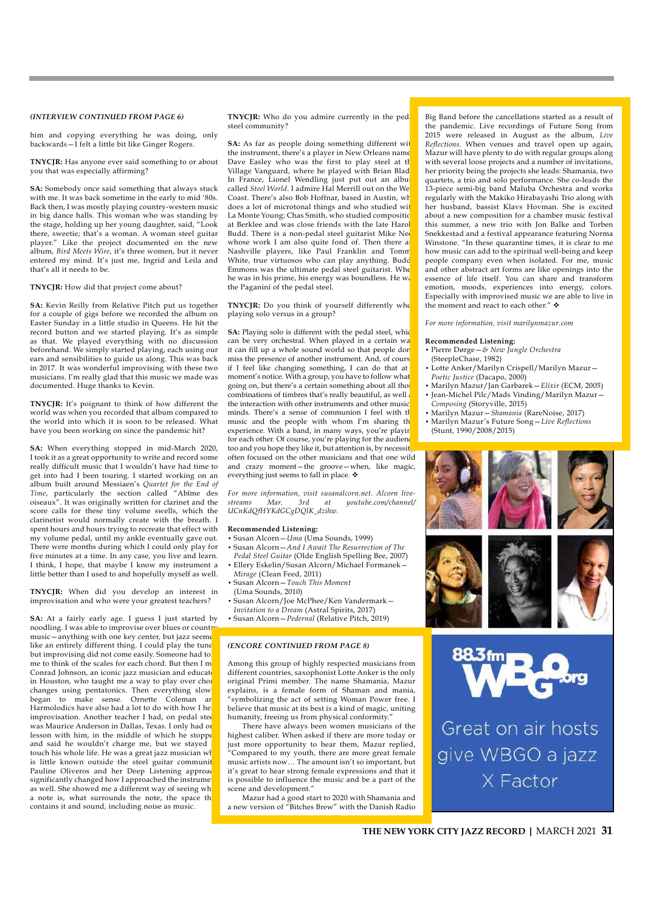*(INTERVIEW CONTINUED FROM PAGE 6)*

him and copying everything he was doing, only backwards—I felt a little bit like Ginger Rogers.

**TNYCJR:** Has anyone ever said something to or about you that was especially affirming?

**SA:** Somebody once said something that always stuck with me. It was back sometime in the early to mid '80s. Back then, I was mostly playing country-western music in big dance halls. This woman who was standing by the stage, holding up her young daughter, said, "Look there, sweetie; that's a woman. A woman steel guitar player." Like the project documented on the new album, *Bird Meets Wire*, it's three women, but it never entered my mind. It's just me, Ingrid and Leila and that's all it needs to be.

**TNYCJR:** How did that project come about?

**SA:** Kevin Reilly from Relative Pitch put us together for a couple of gigs before we recorded the album on Easter Sunday in a little studio in Queens. He hit the record button and we started playing. It's as simple as that. We played everything with no discussion beforehand. We simply started playing, each using our ears and sensibilities to guide us along. This was back in 2017. It was wonderful improvising with these two musicians. I'm really glad that this music we made was documented. Huge thanks to Kevin.

**TNYCJR:** It's poignant to think of how different the world was when you recorded that album compared to the world into which it is soon to be released. What have you been working on since the pandemic hit?

**SA:** When everything stopped in mid-March 2020, I took it as a great opportunity to write and record some really difficult music that I wouldn't have had time to get into had I been touring. I started working on an album built around Messiaen's *Quartet for the End of Time*, particularly the section called "Abîme des oiseaux". It was originally written for clarinet and the score calls for these tiny volume swells, which the clarinetist would normally create with the breath. I spent hours and hours trying to recreate that effect with my volume pedal, until my ankle eventually gave out. There were months during which I could only play for five minutes at a time. In any case, you live and learn. I think, I hope, that maybe I know my instrument a little better than I used to and hopefully myself as well.

**TNYCJR:** When did you develop an interest in improvisation and who were your greatest teachers?

**SA:** At a fairly early age. I guess I just started by noodling. I was able to improvise over blues or country music—anything with one key center, but jazz seemed like an entirely different thing. I could play the tune but improvising did not come easily. Someone had to [...] me to think of the scales for each chord. But then I m[...] Conrad Johnson, an iconic jazz musician and educat[...] in Houston, who taught me a way to play over cho[...] changes using pentatonics. Then everything slow[...] began to make sense. Ornette Coleman ar[...] Harmolodics have also had a lot to do with how I he[...] improvisation. Another teacher I had, on pedal stee[...] was Maurice Anderson in Dallas, Texas. I only had o[...] lesson with him, in the middle of which he stoppe[...] and said he wouldn't charge me, but we stayed [...] touch his whole life. He was a great jazz musician wh[...] is little known outside the steel guitar communit[...] Pauline Oliveros and her Deep Listening approac[...] significantly changed how I approached the instrume[...] as well. She showed me a different way of seeing wh[...] a note is, what surrounds the note, the space th[...] contains it and sound, including noise as music.

**TNYCJR:** Who do you admire currently in the ped[...] steel community?

**SA:** As far as people doing something different wi[...] the instrument, there's a player in New Orleans name[...] Dave Easley who was the first to play steel at th[...] Village Vanguard, where he played with Brian Blad[...] In France, Lionel Wendling just put out an albu[...] called *Steel World*. I admire Hal Merrill out on the We[...] Coast. There's also Bob Hoffnar, based in Austin, wh[...] does a lot of microtonal things and who studied wi[...] La Monte Young; Chas Smith, who studied compositio[...] at Berklee and was close friends with the late Harol[...] Budd. There is a non-pedal steel guitarist Mike Ne[...] whose work I am also quite fond of. Then there a[...] Nashville players, like Paul Franklin and Tomm[...] White, true virtuosos who can play anything. Budd[...] Emmons was the ultimate pedal steel guitarist. Whe[...] he was in his prime, his energy was boundless. He wa[...] the Paganini of the pedal steel.

**TNYCJR:** Do you think of yourself differently whe[...] playing solo versus in a group?

**SA:** Playing solo is different with the pedal steel, whic[...] can be very orchestral. When played in a certain wa[...] it can fill up a whole sound world so that people don[...] miss the presence of another instrument. And, of cours[...] if I feel like changing something, I can do that at [...] moment's notice. With a group, you have to follow what[...] going on, but there's a certain something about all thos[...] combinations of timbres that's really beautiful, as well a[...] the interaction with other instruments and other music[...] minds. There's a sense of communion I feel with th[...] music and the people with whom I'm sharing th[...] experience. With a band, in many ways, you're playir[...] for each other. Of course, you're playing for the audien[...] too and you hope they like it, but attention is, by necessit[...] often focused on the other musicians and that one wild and crazy moment—the groove—when, like magic, everything just seems to fall in place. ❖

*For more information, visit susanalcorn.net. Alcorn live-streams Mar. 3rd at youtube.com/channel/UCnKdQfHYKdGCgDQlK_dzihw.*

**Recommended Listening:**

- Susan Alcorn—*Uma* (Uma Sounds, 1999)
- Susan Alcorn—*And I Await The Resurrection of The Pedal Steel Guitar* (Olde English Spelling Bee, 2007)
- Ellery Eskelin/Susan Alcorn/Michael Formanek—*Mirage* (Clean Feed, 2011)
- Susan Alcorn—*Touch This Moment* (Uma Sounds, 2010)
- Susan Alcorn/Joe McPhee/Ken Vandermark—*Invitation to a Dream* (Astral Spirits, 2017)
- Susan Alcorn—*Pedernal* (Relative Pitch, 2019)

*(ENCORE CONTINUED FROM PAGE 8)*

Among this group of highly respected musicians from different countries, saxophonist Lotte Anker is the only original Primi member. The name Shamania, Mazur explains, is a female form of Shaman and mania, "symbolizing the act of setting Woman Power free. I believe that music at its best is a kind of magic, uniting humanity, freeing us from physical conformity."

There have always been women musicians of the highest caliber. When asked if there are more today or just more opportunity to hear them, Mazur replied, "Compared to my youth, there are more great female music artists now… The amount isn't so important, but it's great to hear strong female expressions and that it is possible to influence the music and be a part of the scene and development."

Mazur had a good start to 2020 with Shamania and a new version of "Bitches Brew" with the Danish Radio Big Band before the cancellations started as a result of the pandemic. Live recordings of Future Song from 2015 were released in August as the album, *Live Reflections*. When venues and travel open up again, Mazur will have plenty to do with regular groups along with several loose projects and a number of invitations, her priority being the projects she leads: Shamania, two quartets, a trio and solo performance. She co-leads the 13-piece semi-big band Maluba Orchestra and works regularly with the Makiko Hirabayashi Trio along with her husband, bassist Klavs Hovman. She is excited about a new composition for a chamber music festival this summer, a new trio with Jon Balke and Torben Snekkestad and a festival appearance featuring Norma Winstone. "In these quarantine times, it is clear to me how music can add to the spiritual well-being and keep people company even when isolated. For me, music and other abstract art forms are like openings into the essence of life itself. You can share and transform emotion, moods, experiences into energy, colors. Especially with improvised music we are able to live in the moment and react to each other." ❖

*For more information, visit marilynmazur.com*

**Recommended Listening:**

- Pierre Dørge—*& New Jungle Orchestra* (SteepleChase, 1982)
- Lotte Anker/Marilyn Crispell/Marilyn Mazur—*Poetic Justice* (Dacapo, 2000)
- Marilyn Mazur/Jan Garbarek—*Elixir* (ECM, 2005)
- Jean-Michel Pilc/Mads Vinding/Marilyn Mazur—*Composing* (Storyville, 2015)
- Marilyn Mazur—*Shamania* (RareNoise, 2017)
- Marilyn Mazur's Future Song—*Live Reflections* (Stunt, 1990/2008/2015)

88.3fm WBGO.org

Great on air hosts give WBGO a jazz X Factor